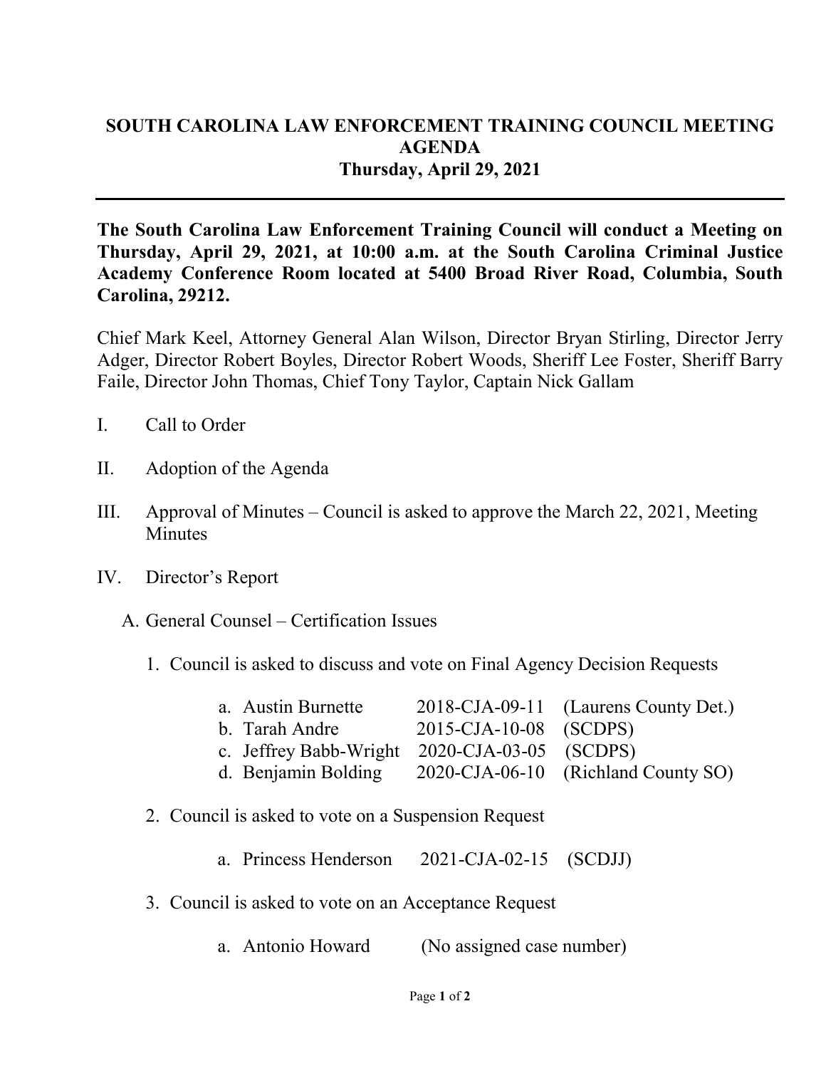# SOUTH CAROLINA LAW ENFORCEMENT TRAINING COUNCIL MEETING AGENDA
## Thursday, April 29, 2021

**The South Carolina Law Enforcement Training Council will conduct a Meeting on Thursday, April 29, 2021, at 10:00 a.m. at the South Carolina Criminal Justice Academy Conference Room located at 5400 Broad River Road, Columbia, South Carolina, 29212.**

Chief Mark Keel, Attorney General Alan Wilson, Director Bryan Stirling, Director Jerry Adger, Director Robert Boyles, Director Robert Woods, Sheriff Lee Foster, Sheriff Barry Faile, Director John Thomas, Chief Tony Taylor, Captain Nick Gallam

I. Call to Order

II. Adoption of the Agenda

III. Approval of Minutes – Council is asked to approve the March 22, 2021, Meeting Minutes

IV. Director's Report

   A. General Counsel – Certification Issues

      1. Council is asked to discuss and vote on Final Agency Decision Requests

         a. Austin Burnette 2018-CJA-09-11 (Laurens County Det.)
         b. Tarah Andre 2015-CJA-10-08 (SCDPS)
         c. Jeffrey Babb-Wright 2020-CJA-03-05 (SCDPS)
         d. Benjamin Bolding 2020-CJA-06-10 (Richland County SO)

      2. Council is asked to vote on a Suspension Request

         a. Princess Henderson 2021-CJA-02-15 (SCDJJ)

      3. Council is asked to vote on an Acceptance Request

         a. Antonio Howard (No assigned case number)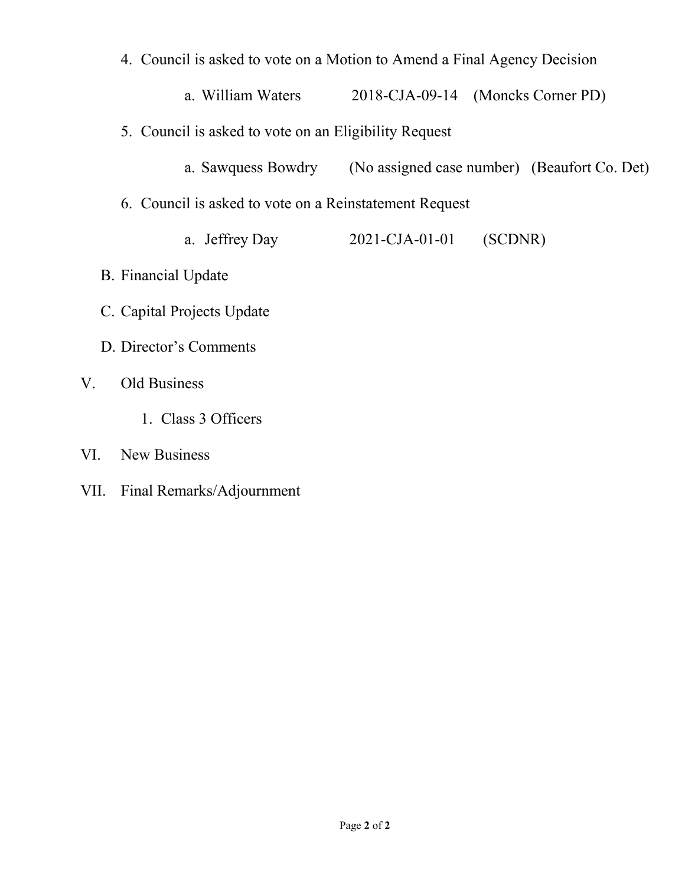4. Council is asked to vote on a Motion to Amend a Final Agency Decision

    a. William Waters 2018-CJA-09-14 (Moncks Corner PD)

5. Council is asked to vote on an Eligibility Request

    a. Sawquess Bowdry (No assigned case number) (Beaufort Co. Det)

6. Council is asked to vote on a Reinstatement Request

    a. Jeffrey Day 2021-CJA-01-01 (SCDNR)

B. Financial Update

C. Capital Projects Update

D. Director's Comments

V. Old Business

    1. Class 3 Officers

VI. New Business

VII. Final Remarks/Adjournment